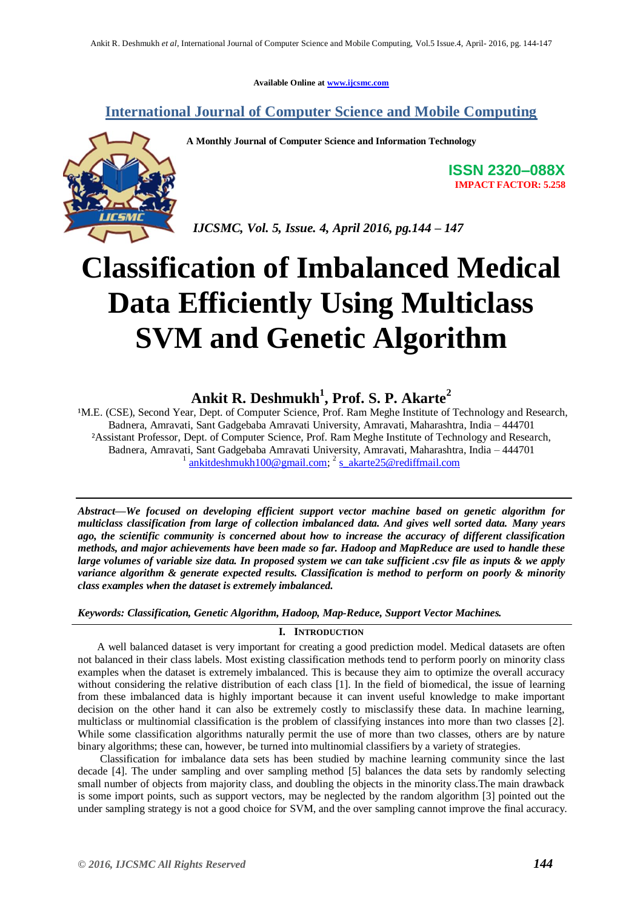Available Online at www.ijcsmc.com

**International Journal of Computer Science and Mobile Computing**

**A Monthly Journal of Computer Science and Information Technology**

**ISSN 2320–088X**
**IMPACT FACTOR: 5.258**

*IJCSMC, Vol. 5, Issue. 4, April 2016, pg.144 – 147*

# Classification of Imbalanced Medical Data Efficiently Using Multiclass SVM and Genetic Algorithm

**Ankit R. Deshmukh[1], Prof. S. P. Akarte[2]**

[1]M.E. (CSE), Second Year, Dept. of Computer Science, Prof. Ram Meghe Institute of Technology and Research, Badnera, Amravati, Sant Gadgebaba Amravati University, Amravati, Maharashtra, India – 444701
[2]Assistant Professor, Dept. of Computer Science, Prof. Ram Meghe Institute of Technology and Research, Badnera, Amravati, Sant Gadgebaba Amravati University, Amravati, Maharashtra, India – 444701
[1] ankitdeshmukh100@gmail.com; [2] s_akarte25@rediffmail.com

***Abstract—We focused on developing efficient support vector machine based on genetic algorithm for multiclass classification from large of collection imbalanced data. And gives well sorted data. Many years ago, the scientific community is concerned about how to increase the accuracy of different classification methods, and major achievements have been made so far. Hadoop and MapReduce are used to handle these large volumes of variable size data. In proposed system we can take sufficient .csv file as inputs & we apply variance algorithm & generate expected results. Classification is method to perform on poorly & minority class examples when the dataset is extremely imbalanced.***

***Keywords: Classification, Genetic Algorithm, Hadoop, Map-Reduce, Support Vector Machines.***

## I. INTRODUCTION

A well balanced dataset is very important for creating a good prediction model. Medical datasets are often not balanced in their class labels. Most existing classification methods tend to perform poorly on minority class examples when the dataset is extremely imbalanced. This is because they aim to optimize the overall accuracy without considering the relative distribution of each class [1]. In the field of biomedical, the issue of learning from these imbalanced data is highly important because it can invent useful knowledge to make important decision on the other hand it can also be extremely costly to misclassify these data. In machine learning, multiclass or multinomial classification is the problem of classifying instances into more than two classes [2]. While some classification algorithms naturally permit the use of more than two classes, others are by nature binary algorithms; these can, however, be turned into multinomial classifiers by a variety of strategies.

Classification for imbalance data sets has been studied by machine learning community since the last decade [4]. The under sampling and over sampling method [5] balances the data sets by randomly selecting small number of objects from majority class, and doubling the objects in the minority class.The main drawback is some import points, such as support vectors, may be neglected by the random algorithm [3] pointed out the under sampling strategy is not a good choice for SVM, and the over sampling cannot improve the final accuracy.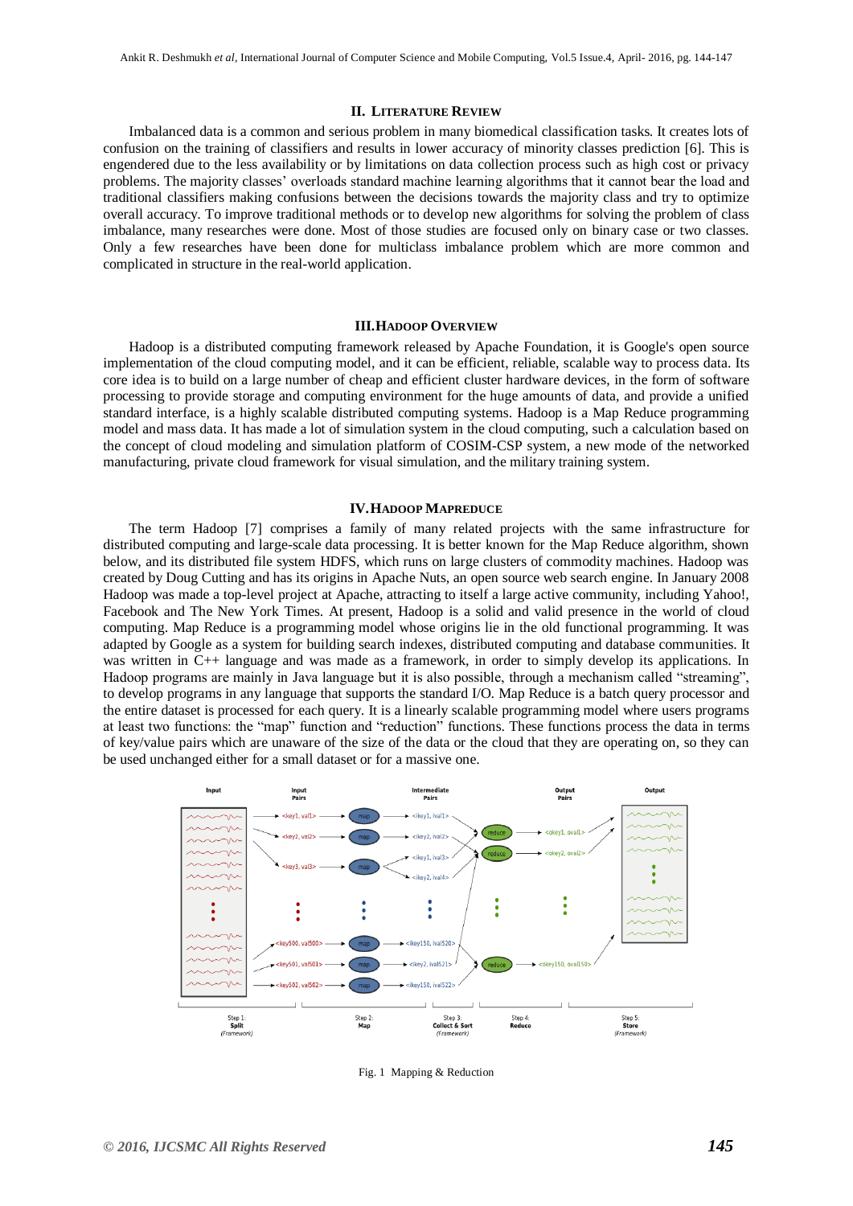## II. Literature Review

Imbalanced data is a common and serious problem in many biomedical classification tasks. It creates lots of confusion on the training of classifiers and results in lower accuracy of minority classes prediction [6]. This is engendered due to the less availability or by limitations on data collection process such as high cost or privacy problems. The majority classes' overloads standard machine learning algorithms that it cannot bear the load and traditional classifiers making confusions between the decisions towards the majority class and try to optimize overall accuracy. To improve traditional methods or to develop new algorithms for solving the problem of class imbalance, many researches were done. Most of those studies are focused only on binary case or two classes. Only a few researches have been done for multiclass imbalance problem which are more common and complicated in structure in the real-world application.

## III. Hadoop Overview

Hadoop is a distributed computing framework released by Apache Foundation, it is Google's open source implementation of the cloud computing model, and it can be efficient, reliable, scalable way to process data. Its core idea is to build on a large number of cheap and efficient cluster hardware devices, in the form of software processing to provide storage and computing environment for the huge amounts of data, and provide a unified standard interface, is a highly scalable distributed computing systems. Hadoop is a Map Reduce programming model and mass data. It has made a lot of simulation system in the cloud computing, such a calculation based on the concept of cloud modeling and simulation platform of COSIM-CSP system, a new mode of the networked manufacturing, private cloud framework for visual simulation, and the military training system.

## IV. Hadoop Mapreduce

The term Hadoop [7] comprises a family of many related projects with the same infrastructure for distributed computing and large-scale data processing. It is better known for the Map Reduce algorithm, shown below, and its distributed file system HDFS, which runs on large clusters of commodity machines. Hadoop was created by Doug Cutting and has its origins in Apache Nuts, an open source web search engine. In January 2008 Hadoop was made a top-level project at Apache, attracting to itself a large active community, including Yahoo!, Facebook and The New York Times. At present, Hadoop is a solid and valid presence in the world of cloud computing. Map Reduce is a programming model whose origins lie in the old functional programming. It was adapted by Google as a system for building search indexes, distributed computing and database communities. It was written in C++ language and was made as a framework, in order to simply develop its applications. In Hadoop programs are mainly in Java language but it is also possible, through a mechanism called "streaming", to develop programs in any language that supports the standard I/O. Map Reduce is a batch query processor and the entire dataset is processed for each query. It is a linearly scalable programming model where users programs at least two functions: the "map" function and "reduction" functions. These functions process the data in terms of key/value pairs which are unaware of the size of the data or the cloud that they are operating on, so they can be used unchanged either for a small dataset or for a massive one.

Fig. 1 Mapping & Reduction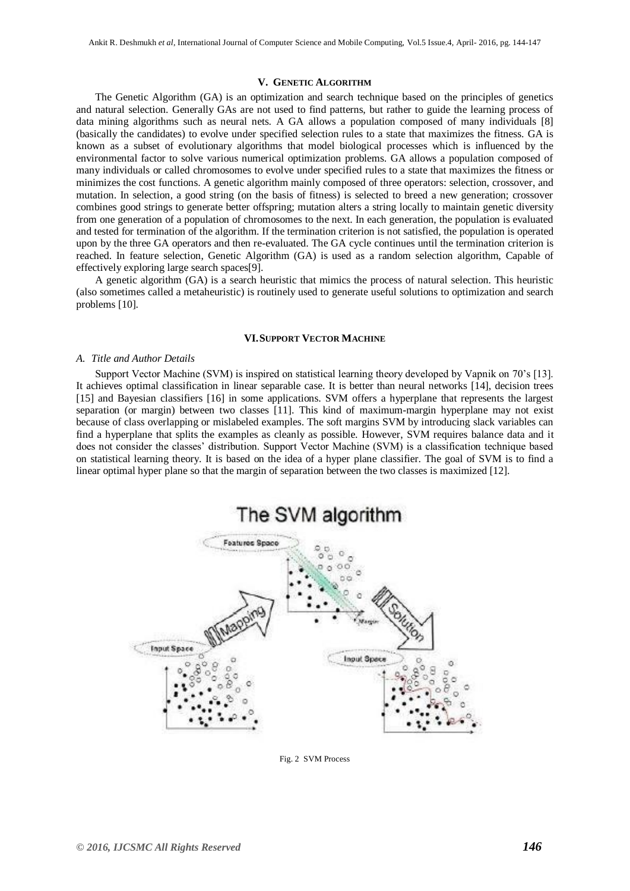## V. GENETIC ALGORITHM

The Genetic Algorithm (GA) is an optimization and search technique based on the principles of genetics and natural selection. Generally GAs are not used to find patterns, but rather to guide the learning process of data mining algorithms such as neural nets. A GA allows a population composed of many individuals [8] (basically the candidates) to evolve under specified selection rules to a state that maximizes the fitness. GA is known as a subset of evolutionary algorithms that model biological processes which is influenced by the environmental factor to solve various numerical optimization problems. GA allows a population composed of many individuals or called chromosomes to evolve under specified rules to a state that maximizes the fitness or minimizes the cost functions. A genetic algorithm mainly composed of three operators: selection, crossover, and mutation. In selection, a good string (on the basis of fitness) is selected to breed a new generation; crossover combines good strings to generate better offspring; mutation alters a string locally to maintain genetic diversity from one generation of a population of chromosomes to the next. In each generation, the population is evaluated and tested for termination of the algorithm. If the termination criterion is not satisfied, the population is operated upon by the three GA operators and then re-evaluated. The GA cycle continues until the termination criterion is reached. In feature selection, Genetic Algorithm (GA) is used as a random selection algorithm, Capable of effectively exploring large search spaces[9].

A genetic algorithm (GA) is a search heuristic that mimics the process of natural selection. This heuristic (also sometimes called a metaheuristic) is routinely used to generate useful solutions to optimization and search problems [10].

## VI. SUPPORT VECTOR MACHINE

### *A. Title and Author Details*

Support Vector Machine (SVM) is inspired on statistical learning theory developed by Vapnik on 70's [13]. It achieves optimal classification in linear separable case. It is better than neural networks [14], decision trees [15] and Bayesian classifiers [16] in some applications. SVM offers a hyperplane that represents the largest separation (or margin) between two classes [11]. This kind of maximum-margin hyperplane may not exist because of class overlapping or mislabeled examples. The soft margins SVM by introducing slack variables can find a hyperplane that splits the examples as cleanly as possible. However, SVM requires balance data and it does not consider the classes' distribution. Support Vector Machine (SVM) is a classification technique based on statistical learning theory. It is based on the idea of a hyper plane classifier. The goal of SVM is to find a linear optimal hyper plane so that the margin of separation between the two classes is maximized [12].

Fig. 2 SVM Process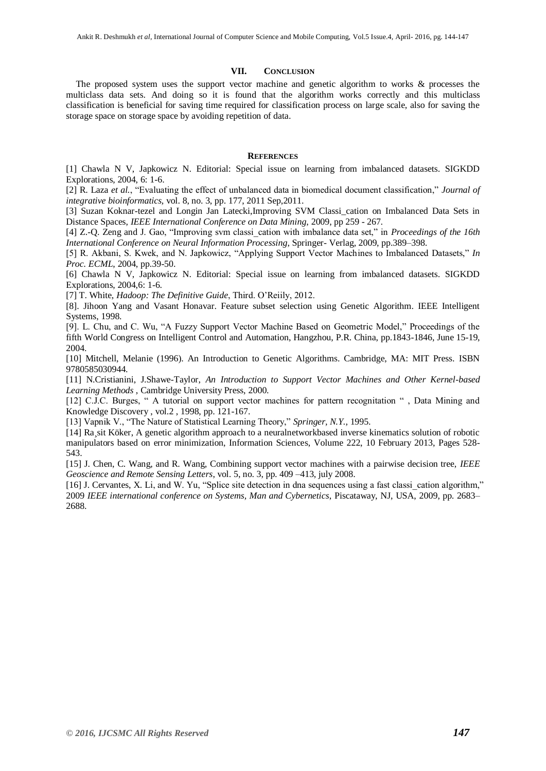## VII. CONCLUSION

The proposed system uses the support vector machine and genetic algorithm to works & processes the multiclass data sets. And doing so it is found that the algorithm works correctly and this multiclass classification is beneficial for saving time required for classification process on large scale, also for saving the storage space on storage space by avoiding repetition of data.

## REFERENCES

[1] Chawla N V, Japkowicz N. Editorial: Special issue on learning from imbalanced datasets. SIGKDD Explorations, 2004, 6: 1-6.

[2] R. Laza *et al.*, "Evaluating the effect of unbalanced data in biomedical document classification," *Journal of integrative bioinformatics*, vol. 8, no. 3, pp. 177, 2011 Sep,2011.

[3] Suzan Koknar-tezel and Longin Jan Latecki,Improving SVM Classi_cation on Imbalanced Data Sets in Distance Spaces, *IEEE International Conference on Data Mining*, 2009, pp 259 - 267.

[4] Z.-Q. Zeng and J. Gao, "Improving svm classi_cation with imbalance data set," in *Proceedings of the 16th International Conference on Neural Information Processing*, Springer- Verlag, 2009, pp.389–398.

[5] R. Akbani, S. Kwek, and N. Japkowicz, "Applying Support Vector Machines to Imbalanced Datasets," *In Proc. ECML*, 2004, pp.39-50.

[6] Chawla N V, Japkowicz N. Editorial: Special issue on learning from imbalanced datasets. SIGKDD Explorations, 2004,6: 1-6.

[7] T. White, *Hadoop: The Definitive Guide*, Third. O'Reiily, 2012.

[8]. Jihoon Yang and Vasant Honavar. Feature subset selection using Genetic Algorithm. IEEE Intelligent Systems, 1998.

[9]. L. Chu, and C. Wu, "A Fuzzy Support Vector Machine Based on Geometric Model," Proceedings of the fifth World Congress on Intelligent Control and Automation, Hangzhou, P.R. China, pp.1843-1846, June 15-19, 2004.

[10] Mitchell, Melanie (1996). An Introduction to Genetic Algorithms. Cambridge, MA: MIT Press. ISBN 9780585030944.

[11] N.Cristianini, J.Shawe-Taylor, *An Introduction to Support Vector Machines and Other Kernel-based Learning Methods* , Cambridge University Press, 2000.

[12] C.J.C. Burges, " A tutorial on support vector machines for pattern recognition " , Data Mining and Knowledge Discovery , vol.2 , 1998, pp. 121-167.

[13] Vapnik V., "The Nature of Statistical Learning Theory," *Springer, N.Y.*, 1995.

[14] Ra¸sit Köker, A genetic algorithm approach to a neuralnetworkbased inverse kinematics solution of robotic manipulators based on error minimization, Information Sciences, Volume 222, 10 February 2013, Pages 528-543.

[15] J. Chen, C. Wang, and R. Wang, Combining support vector machines with a pairwise decision tree, *IEEE Geoscience and Remote Sensing Letters*, vol. 5, no. 3, pp. 409 –413, july 2008.

[16] J. Cervantes, X. Li, and W. Yu, "Splice site detection in dna sequences using a fast classi_cation algorithm," 2009 *IEEE international conference on Systems, Man and Cybernetics*, Piscataway, NJ, USA, 2009, pp. 2683–2688.